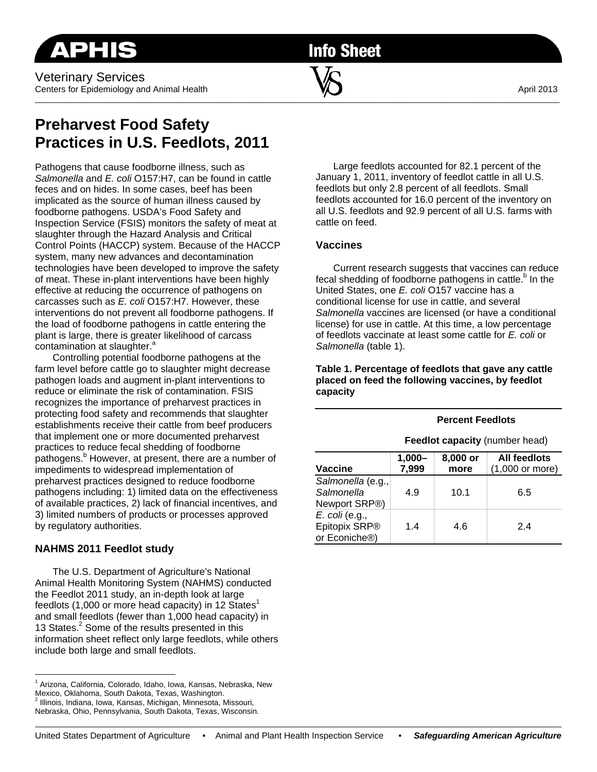APHIS Info Sheet

Veterinary Services
Centers for Epidemiology and Animal Health

April 2013

# Preharvest Food Safety Practices in U.S. Feedlots, 2011

Pathogens that cause foodborne illness, such as *Salmonella* and *E. coli* O157:H7, can be found in cattle feces and on hides. In some cases, beef has been implicated as the source of human illness caused by foodborne pathogens. USDA's Food Safety and Inspection Service (FSIS) monitors the safety of meat at slaughter through the Hazard Analysis and Critical Control Points (HACCP) system. Because of the HACCP system, many new advances and decontamination technologies have been developed to improve the safety of meat. These in-plant interventions have been highly effective at reducing the occurrence of pathogens on carcasses such as *E. coli* O157:H7. However, these interventions do not prevent all foodborne pathogens. If the load of foodborne pathogens in cattle entering the plant is large, there is greater likelihood of carcass contamination at slaughter.[a]

Controlling potential foodborne pathogens at the farm level before cattle go to slaughter might decrease pathogen loads and augment in-plant interventions to reduce or eliminate the risk of contamination. FSIS recognizes the importance of preharvest practices in protecting food safety and recommends that slaughter establishments receive their cattle from beef producers that implement one or more documented preharvest practices to reduce fecal shedding of foodborne pathogens.[b] However, at present, there are a number of impediments to widespread implementation of preharvest practices designed to reduce foodborne pathogens including: 1) limited data on the effectiveness of available practices, 2) lack of financial incentives, and 3) limited numbers of products or processes approved by regulatory authorities.

## NAHMS 2011 Feedlot study

The U.S. Department of Agriculture's National Animal Health Monitoring System (NAHMS) conducted the Feedlot 2011 study, an in-depth look at large feedlots (1,000 or more head capacity) in 12 States[1] and small feedlots (fewer than 1,000 head capacity) in 13 States.[2] Some of the results presented in this information sheet reflect only large feedlots, while others include both large and small feedlots.

Large feedlots accounted for 82.1 percent of the January 1, 2011, inventory of feedlot cattle in all U.S. feedlots but only 2.8 percent of all feedlots. Small feedlots accounted for 16.0 percent of the inventory on all U.S. feedlots and 92.9 percent of all U.S. farms with cattle on feed.

## Vaccines

Current research suggests that vaccines can reduce fecal shedding of foodborne pathogens in cattle.[b] In the United States, one *E. coli* O157 vaccine has a conditional license for use in cattle, and several *Salmonella* vaccines are licensed (or have a conditional license) for use in cattle. At this time, a low percentage of feedlots vaccinate at least some cattle for *E. coli* or *Salmonella* (table 1).

**Table 1. Percentage of feedlots that gave any cattle placed on feed the following vaccines, by feedlot capacity**

| | **Percent Feedlots** | | |
|---|---|---|---|
| | **Feedlot capacity** (number head) | | |
| **Vaccine** | **1,000–7,999** | **8,000 or more** | **All feedlots** (1,000 or more) |
| *Salmonella* (e.g., *Salmonella* Newport SRP®) | 4.9 | 10.1 | 6.5 |
| *E. coli* (e.g., Epitopix SRP® or Econiche®) | 1.4 | 4.6 | 2.4 |

[1] Arizona, California, Colorado, Idaho, Iowa, Kansas, Nebraska, New Mexico, Oklahoma, South Dakota, Texas, Washington.
[2] Illinois, Indiana, Iowa, Kansas, Michigan, Minnesota, Missouri, Nebraska, Ohio, Pennsylvania, South Dakota, Texas, Wisconsin.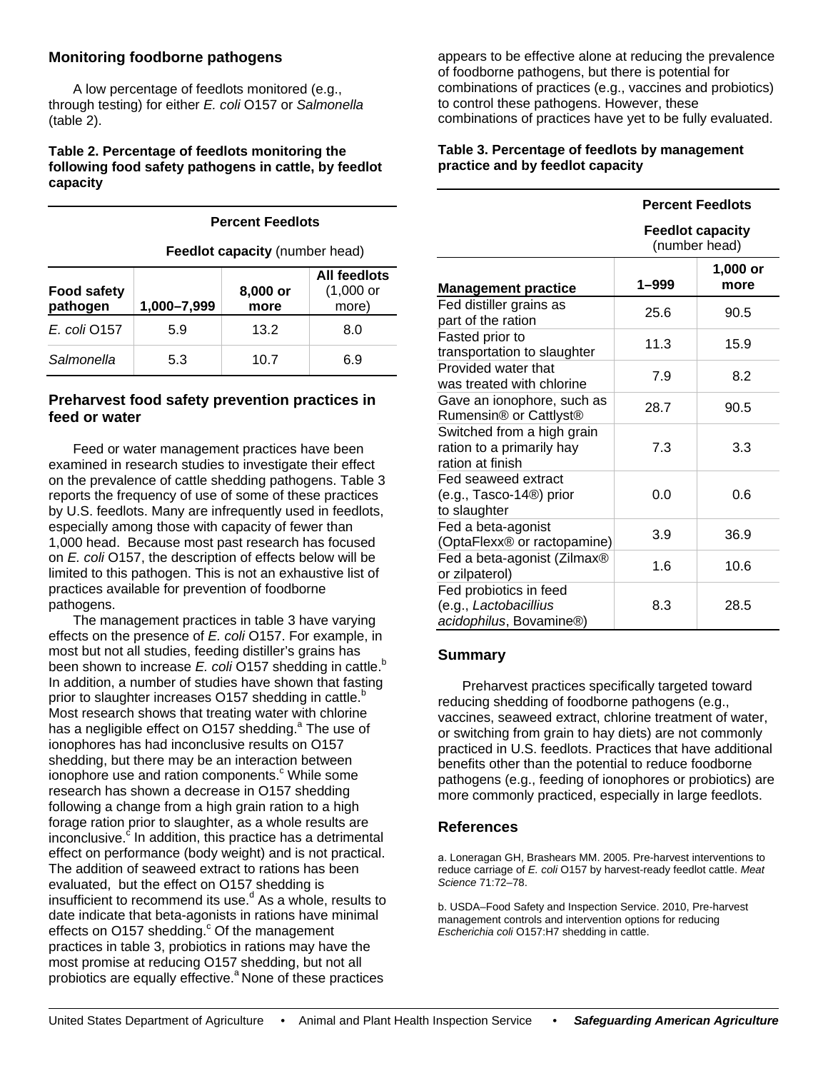## Monitoring foodborne pathogens

A low percentage of feedlots monitored (e.g., through testing) for either *E. coli* O157 or *Salmonella* (table 2).

**Table 2. Percentage of feedlots monitoring the following food safety pathogens in cattle, by feedlot capacity**

| | Percent Feedlots | | |
|---|---|---|---|
| | **Feedlot capacity** (number head) | | |
| **Food safety pathogen** | **1,000–7,999** | **8,000 or more** | **All feedlots** (1,000 or more) |
| *E. coli* O157 | 5.9 | 13.2 | 8.0 |
| *Salmonella* | 5.3 | 10.7 | 6.9 |

## Preharvest food safety prevention practices in feed or water

Feed or water management practices have been examined in research studies to investigate their effect on the prevalence of cattle shedding pathogens. Table 3 reports the frequency of use of some of these practices by U.S. feedlots. Many are infrequently used in feedlots, especially among those with capacity of fewer than 1,000 head. Because most past research has focused on *E. coli* O157, the description of effects below will be limited to this pathogen. This is not an exhaustive list of practices available for prevention of foodborne pathogens.

The management practices in table 3 have varying effects on the presence of *E. coli* O157. For example, in most but not all studies, feeding distiller's grains has been shown to increase *E. coli* O157 shedding in cattle.[b] In addition, a number of studies have shown that fasting prior to slaughter increases O157 shedding in cattle.[b] Most research shows that treating water with chlorine has a negligible effect on O157 shedding.[a] The use of ionophores has had inconclusive results on O157 shedding, but there may be an interaction between ionophore use and ration components.[c] While some research has shown a decrease in O157 shedding following a change from a high grain ration to a high forage ration prior to slaughter, as a whole results are inconclusive.[c] In addition, this practice has a detrimental effect on performance (body weight) and is not practical. The addition of seaweed extract to rations has been evaluated, but the effect on O157 shedding is insufficient to recommend its use.[d] As a whole, results to date indicate that beta-agonists in rations have minimal effects on O157 shedding.[c] Of the management practices in table 3, probiotics in rations may have the most promise at reducing O157 shedding, but not all probiotics are equally effective.[a] None of these practices appears to be effective alone at reducing the prevalence of foodborne pathogens, but there is potential for combinations of practices (e.g., vaccines and probiotics) to control these pathogens. However, these combinations of practices have yet to be fully evaluated.

**Table 3. Percentage of feedlots by management practice and by feedlot capacity**

| | Percent Feedlots | |
|---|---|---|
| | **Feedlot capacity** (number head) | |
| **Management practice** | **1–999** | **1,000 or more** |
| Fed distiller grains as part of the ration | 25.6 | 90.5 |
| Fasted prior to transportation to slaughter | 11.3 | 15.9 |
| Provided water that was treated with chlorine | 7.9 | 8.2 |
| Gave an ionophore, such as Rumensin® or Cattlyst® | 28.7 | 90.5 |
| Switched from a high grain ration to a primarily hay ration at finish | 7.3 | 3.3 |
| Fed seaweed extract (e.g., Tasco-14®) prior to slaughter | 0.0 | 0.6 |
| Fed a beta-agonist (OptaFlexx® or ractopamine) | 3.9 | 36.9 |
| Fed a beta-agonist (Zilmax® or zilpaterol) | 1.6 | 10.6 |
| Fed probiotics in feed (e.g., *Lactobacillius acidophilus*, Bovamine®) | 8.3 | 28.5 |

## Summary

Preharvest practices specifically targeted toward reducing shedding of foodborne pathogens (e.g., vaccines, seaweed extract, chlorine treatment of water, or switching from grain to hay diets) are not commonly practiced in U.S. feedlots. Practices that have additional benefits other than the potential to reduce foodborne pathogens (e.g., feeding of ionophores or probiotics) are more commonly practiced, especially in large feedlots.

## References

a. Loneragan GH, Brashears MM. 2005. Pre-harvest interventions to reduce carriage of *E. coli* O157 by harvest-ready feedlot cattle. *Meat Science* 71:72–78.

b. USDA–Food Safety and Inspection Service. 2010, Pre-harvest management controls and intervention options for reducing *Escherichia coli* O157:H7 shedding in cattle.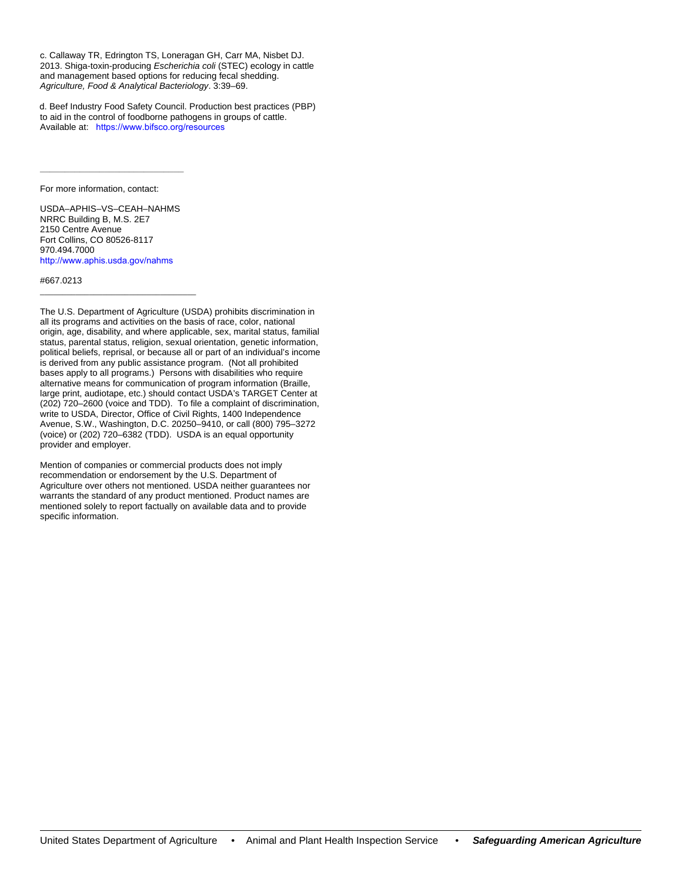c. Callaway TR, Edrington TS, Loneragan GH, Carr MA, Nisbet DJ. 2013. Shiga-toxin-producing *Escherichia coli* (STEC) ecology in cattle and management based options for reducing fecal shedding. *Agriculture, Food & Analytical Bacteriology*. 3:39–69.

d. Beef Industry Food Safety Council. Production best practices (PBP) to aid in the control of foodborne pathogens in groups of cattle. Available at: https://www.bifsco.org/resources

---

For more information, contact:

USDA–APHIS–VS–CEAH–NAHMS
NRRC Building B, M.S. 2E7
2150 Centre Avenue
Fort Collins, CO 80526-8117
970.494.7000
http://www.aphis.usda.gov/nahms

#667.0213

---

The U.S. Department of Agriculture (USDA) prohibits discrimination in all its programs and activities on the basis of race, color, national origin, age, disability, and where applicable, sex, marital status, familial status, parental status, religion, sexual orientation, genetic information, political beliefs, reprisal, or because all or part of an individual's income is derived from any public assistance program. (Not all prohibited bases apply to all programs.) Persons with disabilities who require alternative means for communication of program information (Braille, large print, audiotape, etc.) should contact USDA's TARGET Center at (202) 720–2600 (voice and TDD). To file a complaint of discrimination, write to USDA, Director, Office of Civil Rights, 1400 Independence Avenue, S.W., Washington, D.C. 20250–9410, or call (800) 795–3272 (voice) or (202) 720–6382 (TDD). USDA is an equal opportunity provider and employer.

Mention of companies or commercial products does not imply recommendation or endorsement by the U.S. Department of Agriculture over others not mentioned. USDA neither guarantees nor warrants the standard of any product mentioned. Product names are mentioned solely to report factually on available data and to provide specific information.